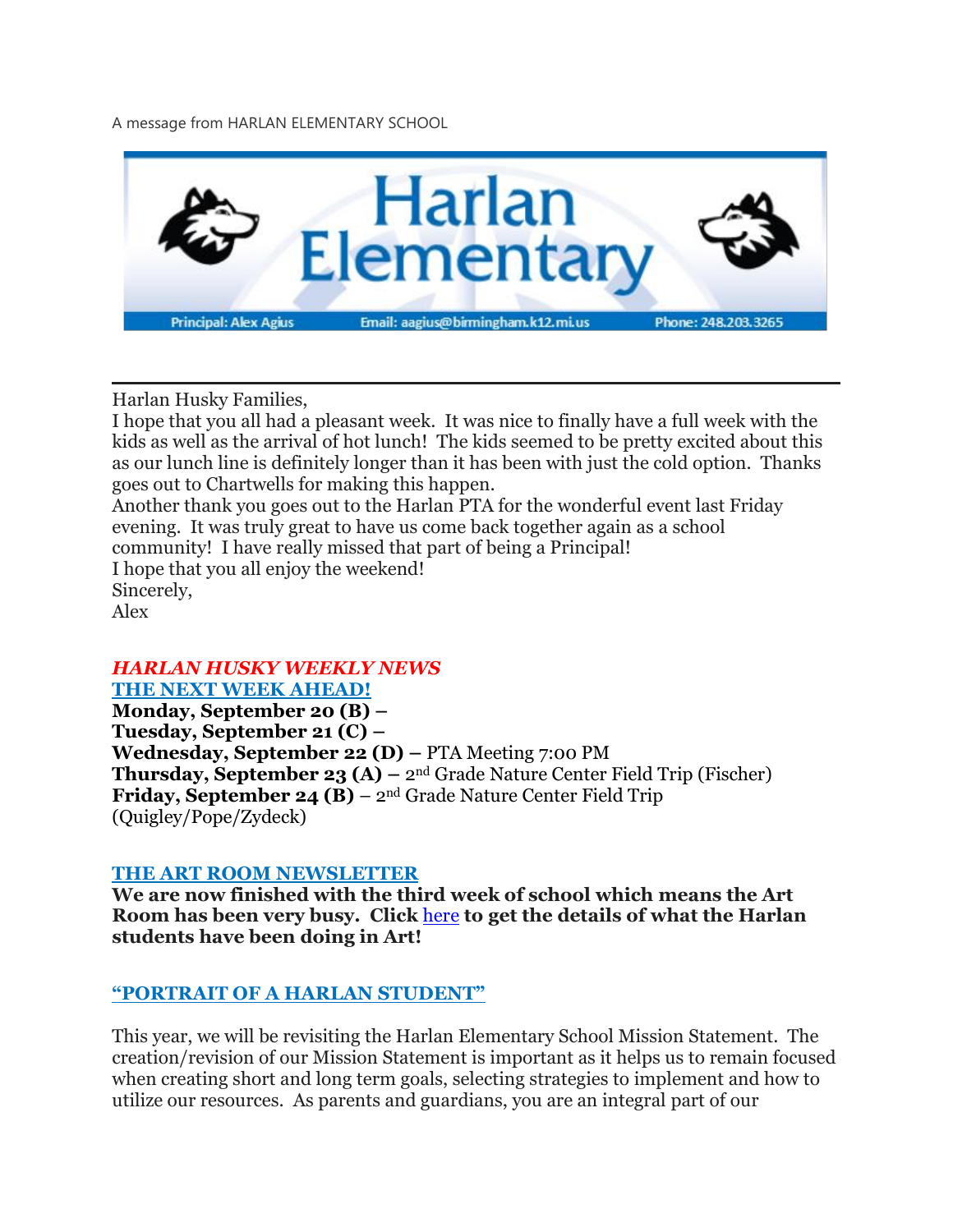A message from HARLAN ELEMENTARY SCHOOL

# Harlan Elementary

Principal: Alex Agius | Email: aagius@birmingham.k12.mi.us | Phone: 248.203.3265

---

Harlan Husky Families,

I hope that you all had a pleasant week. It was nice to finally have a full week with the kids as well as the arrival of hot lunch! The kids seemed to be pretty excited about this as our lunch line is definitely longer than it has been with just the cold option. Thanks goes out to Chartwells for making this happen.

Another thank you goes out to the Harlan PTA for the wonderful event last Friday evening. It was truly great to have us come back together again as a school community! I have really missed that part of being a Principal!

I hope that you all enjoy the weekend!

Sincerely,

Alex

## ***HARLAN HUSKY WEEKLY NEWS***

### THE NEXT WEEK AHEAD!

**Monday, September 20 (B) –**
**Tuesday, September 21 (C) –**
**Wednesday, September 22 (D) –** PTA Meeting 7:00 PM
**Thursday, September 23 (A) –** 2nd Grade Nature Center Field Trip (Fischer)
**Friday, September 24 (B)** – 2nd Grade Nature Center Field Trip (Quigley/Pope/Zydeck)

### THE ART ROOM NEWSLETTER

**We are now finished with the third week of school which means the Art Room has been very busy. Click here to get the details of what the Harlan students have been doing in Art!**

### "PORTRAIT OF A HARLAN STUDENT"

This year, we will be revisiting the Harlan Elementary School Mission Statement. The creation/revision of our Mission Statement is important as it helps us to remain focused when creating short and long term goals, selecting strategies to implement and how to utilize our resources. As parents and guardians, you are an integral part of our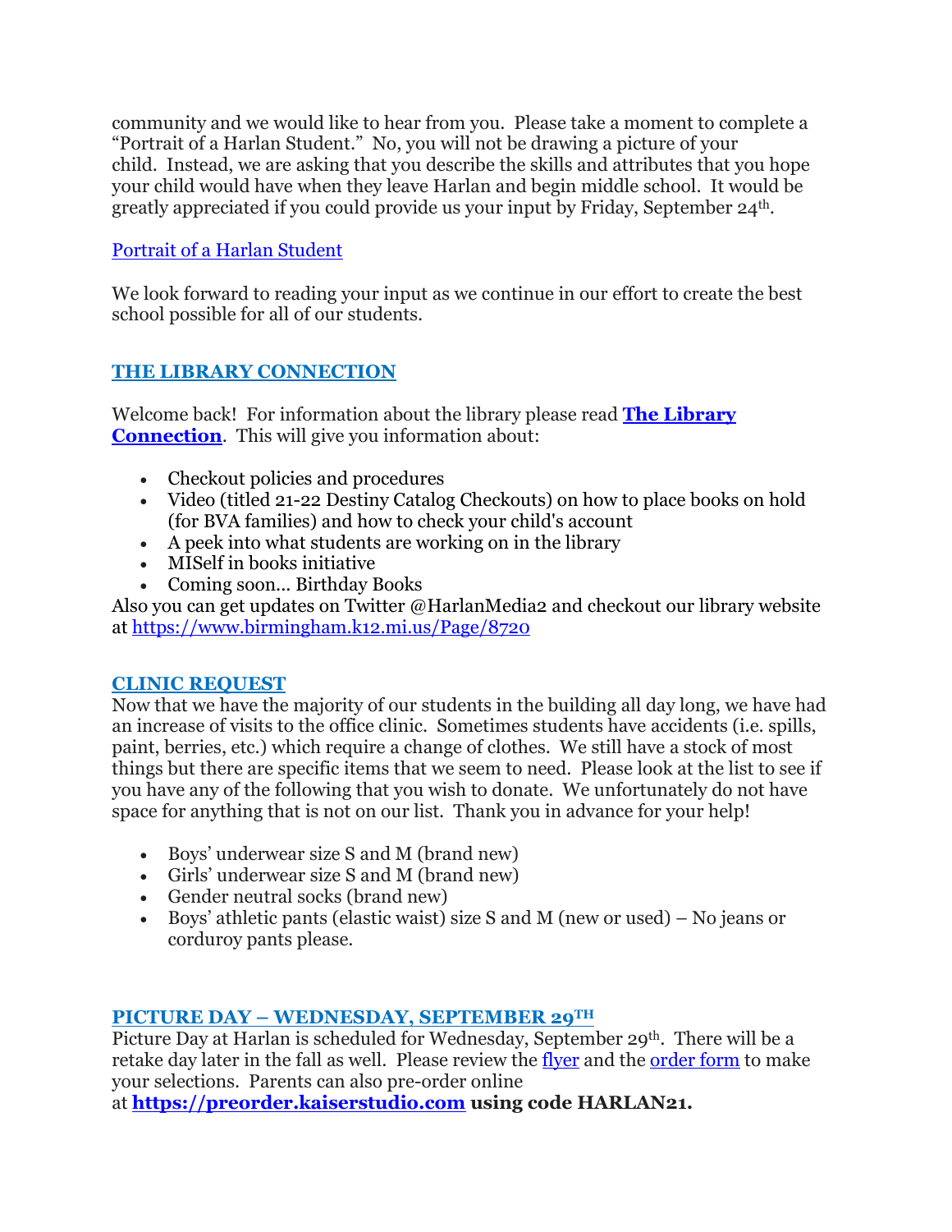community and we would like to hear from you. Please take a moment to complete a "Portrait of a Harlan Student." No, you will not be drawing a picture of your child. Instead, we are asking that you describe the skills and attributes that you hope your child would have when they leave Harlan and begin middle school. It would be greatly appreciated if you could provide us your input by Friday, September 24th.

Portrait of a Harlan Student

We look forward to reading your input as we continue in our effort to create the best school possible for all of our students.

## THE LIBRARY CONNECTION

Welcome back! For information about the library please read **The Library Connection**. This will give you information about:

- Checkout policies and procedures
- Video (titled 21-22 Destiny Catalog Checkouts) on how to place books on hold (for BVA families) and how to check your child's account
- A peek into what students are working on in the library
- MISelf in books initiative
- Coming soon... Birthday Books

Also you can get updates on Twitter @HarlanMedia2 and checkout our library website at https://www.birmingham.k12.mi.us/Page/8720

## CLINIC REQUEST

Now that we have the majority of our students in the building all day long, we have had an increase of visits to the office clinic. Sometimes students have accidents (i.e. spills, paint, berries, etc.) which require a change of clothes. We still have a stock of most things but there are specific items that we seem to need. Please look at the list to see if you have any of the following that you wish to donate. We unfortunately do not have space for anything that is not on our list. Thank you in advance for your help!

- Boys' underwear size S and M (brand new)
- Girls' underwear size S and M (brand new)
- Gender neutral socks (brand new)
- Boys' athletic pants (elastic waist) size S and M (new or used) – No jeans or corduroy pants please.

## PICTURE DAY – WEDNESDAY, SEPTEMBER 29TH

Picture Day at Harlan is scheduled for Wednesday, September 29th. There will be a retake day later in the fall as well. Please review the flyer and the order form to make your selections. Parents can also pre-order online at **https://preorder.kaiserstudio.com using code HARLAN21.**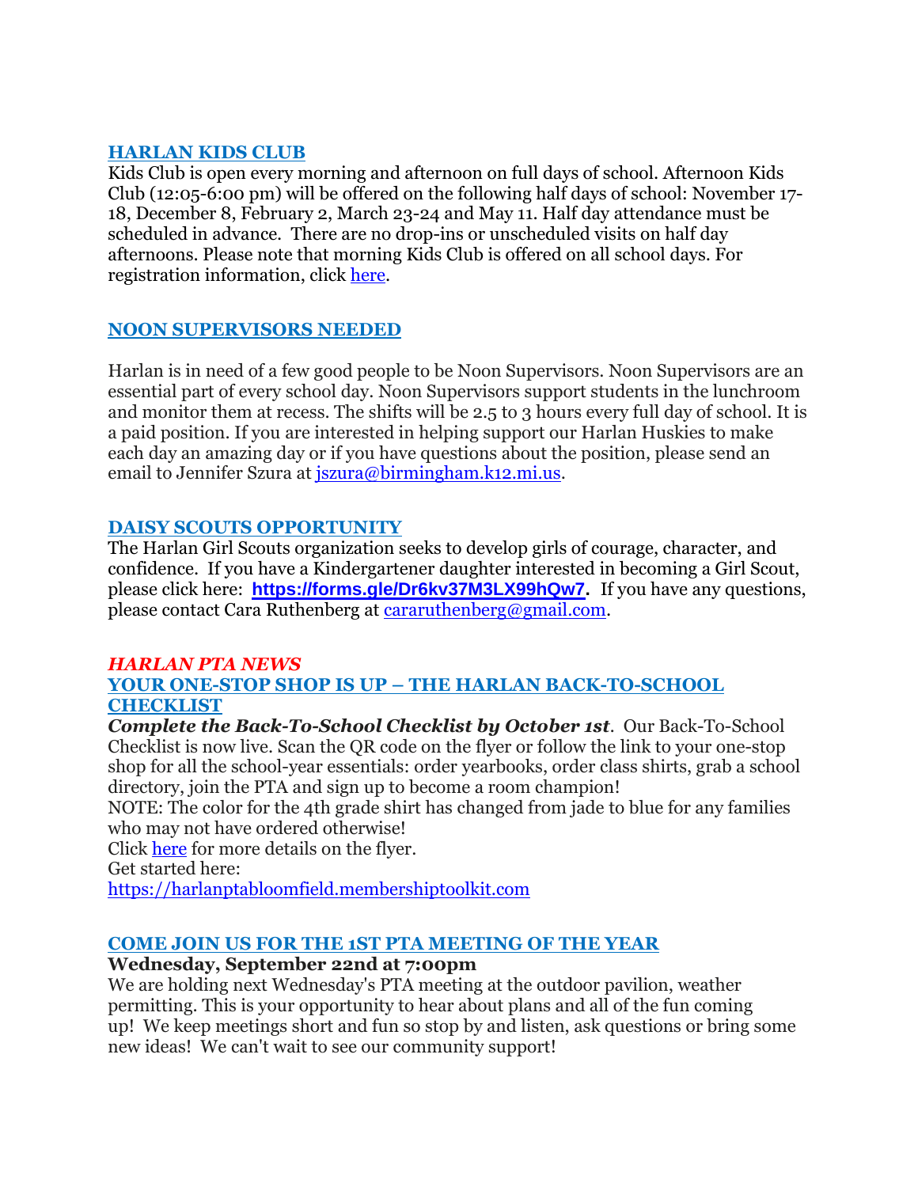## HARLAN KIDS CLUB

Kids Club is open every morning and afternoon on full days of school. Afternoon Kids Club (12:05-6:00 pm) will be offered on the following half days of school: November 17-18, December 8, February 2, March 23-24 and May 11. Half day attendance must be scheduled in advance. There are no drop-ins or unscheduled visits on half day afternoons. Please note that morning Kids Club is offered on all school days. For registration information, click here.

## NOON SUPERVISORS NEEDED

Harlan is in need of a few good people to be Noon Supervisors. Noon Supervisors are an essential part of every school day. Noon Supervisors support students in the lunchroom and monitor them at recess. The shifts will be 2.5 to 3 hours every full day of school. It is a paid position. If you are interested in helping support our Harlan Huskies to make each day an amazing day or if you have questions about the position, please send an email to Jennifer Szura at jszura@birmingham.k12.mi.us.

## DAISY SCOUTS OPPORTUNITY

The Harlan Girl Scouts organization seeks to develop girls of courage, character, and confidence. If you have a Kindergartener daughter interested in becoming a Girl Scout, please click here: **https://forms.gle/Dr6kv37M3LX99hQw7.** If you have any questions, please contact Cara Ruthenberg at cararuthenberg@gmail.com.

## *HARLAN PTA NEWS*

## YOUR ONE-STOP SHOP IS UP – THE HARLAN BACK-TO-SCHOOL CHECKLIST

***Complete the Back-To-School Checklist by October 1st***. Our Back-To-School Checklist is now live. Scan the QR code on the flyer or follow the link to your one-stop shop for all the school-year essentials: order yearbooks, order class shirts, grab a school directory, join the PTA and sign up to become a room champion!
NOTE: The color for the 4th grade shirt has changed from jade to blue for any families who may not have ordered otherwise!
Click here for more details on the flyer.
Get started here:
https://harlanptabloomfield.membershiptoolkit.com

## COME JOIN US FOR THE 1ST PTA MEETING OF THE YEAR

**Wednesday, September 22nd at 7:00pm**
We are holding next Wednesday's PTA meeting at the outdoor pavilion, weather permitting. This is your opportunity to hear about plans and all of the fun coming up! We keep meetings short and fun so stop by and listen, ask questions or bring some new ideas! We can't wait to see our community support!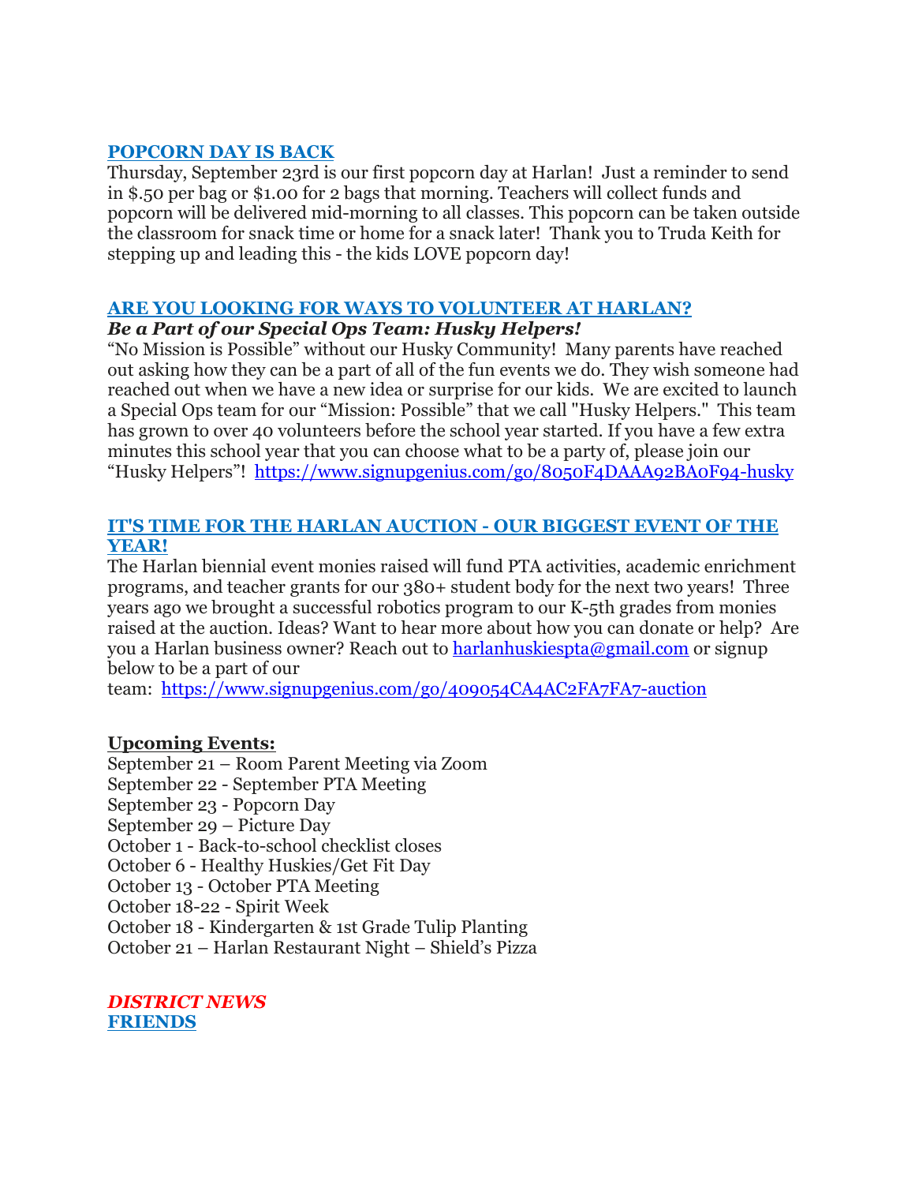## POPCORN DAY IS BACK

Thursday, September 23rd is our first popcorn day at Harlan! Just a reminder to send in $.50 per bag or $1.00 for 2 bags that morning. Teachers will collect funds and popcorn will be delivered mid-morning to all classes. This popcorn can be taken outside the classroom for snack time or home for a snack later! Thank you to Truda Keith for stepping up and leading this - the kids LOVE popcorn day!

## ARE YOU LOOKING FOR WAYS TO VOLUNTEER AT HARLAN?

***Be a Part of our Special Ops Team: Husky Helpers!***

"No Mission is Possible" without our Husky Community! Many parents have reached out asking how they can be a part of all of the fun events we do. They wish someone had reached out when we have a new idea or surprise for our kids. We are excited to launch a Special Ops team for our "Mission: Possible" that we call "Husky Helpers." This team has grown to over 40 volunteers before the school year started. If you have a few extra minutes this school year that you can choose what to be a party of, please join our "Husky Helpers"! https://www.signupgenius.com/go/8050F4DAAA92BA0F94-husky

## IT'S TIME FOR THE HARLAN AUCTION - OUR BIGGEST EVENT OF THE YEAR!

The Harlan biennial event monies raised will fund PTA activities, academic enrichment programs, and teacher grants for our 380+ student body for the next two years! Three years ago we brought a successful robotics program to our K-5th grades from monies raised at the auction. Ideas? Want to hear more about how you can donate or help? Are you a Harlan business owner? Reach out to harlanhuskiespta@gmail.com or signup below to be a part of our team: https://www.signupgenius.com/go/409054CA4AC2FA7FA7-auction

**Upcoming Events:**

September 21 – Room Parent Meeting via Zoom
September 22 - September PTA Meeting
September 23 - Popcorn Day
September 29 – Picture Day
October 1 - Back-to-school checklist closes
October 6 - Healthy Huskies/Get Fit Day
October 13 - October PTA Meeting
October 18-22 - Spirit Week
October 18 - Kindergarten & 1st Grade Tulip Planting
October 21 – Harlan Restaurant Night – Shield's Pizza

***DISTRICT NEWS***

**FRIENDS**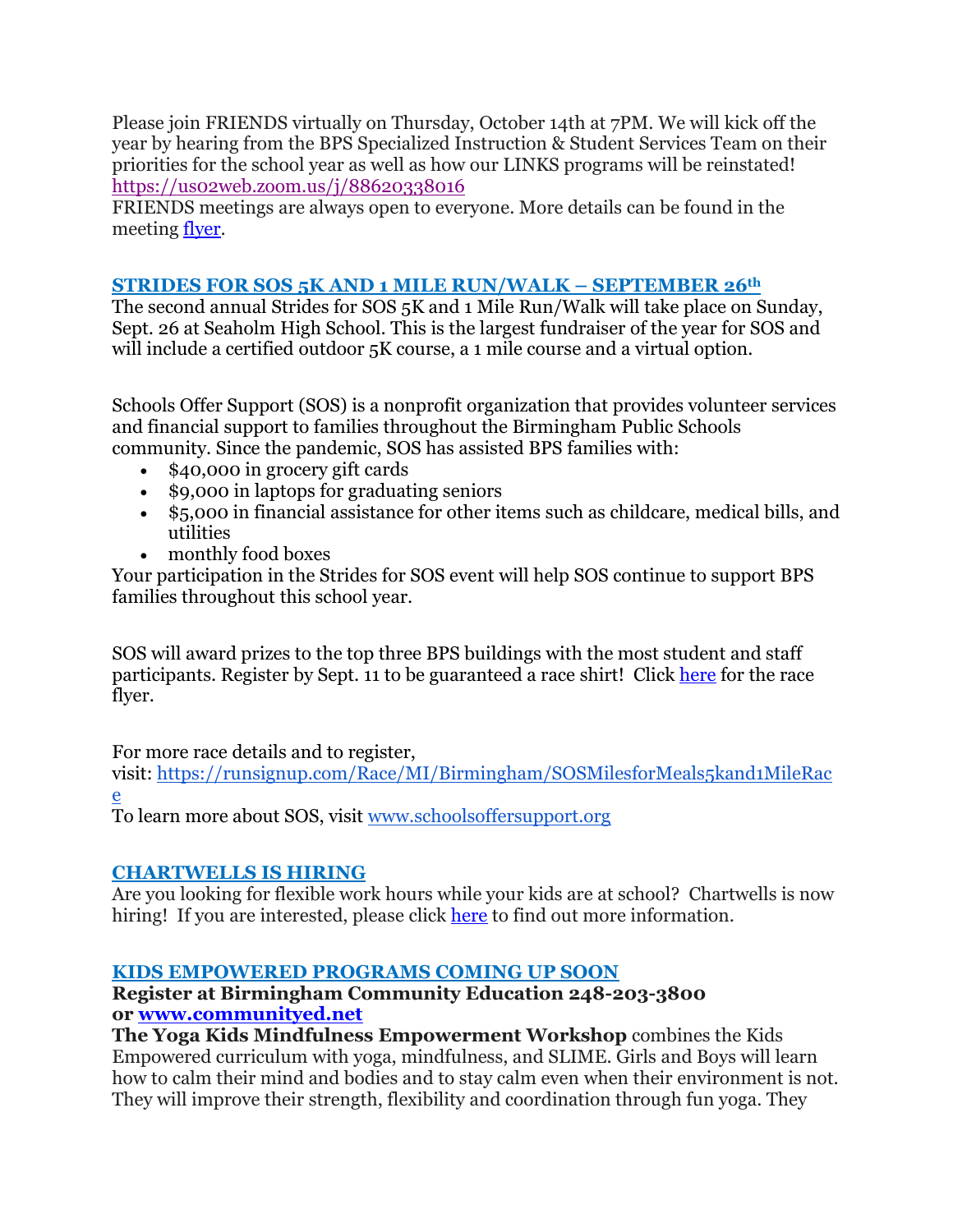Please join FRIENDS virtually on Thursday, October 14th at 7PM. We will kick off the year by hearing from the BPS Specialized Instruction & Student Services Team on their priorities for the school year as well as how our LINKS programs will be reinstated! https://us02web.zoom.us/j/88620338016
FRIENDS meetings are always open to everyone. More details can be found in the meeting flyer.

## STRIDES FOR SOS 5K AND 1 MILE RUN/WALK – SEPTEMBER 26th

The second annual Strides for SOS 5K and 1 Mile Run/Walk will take place on Sunday, Sept. 26 at Seaholm High School. This is the largest fundraiser of the year for SOS and will include a certified outdoor 5K course, a 1 mile course and a virtual option.

Schools Offer Support (SOS) is a nonprofit organization that provides volunteer services and financial support to families throughout the Birmingham Public Schools community. Since the pandemic, SOS has assisted BPS families with:

- $40,000 in grocery gift cards
- $9,000 in laptops for graduating seniors
- $5,000 in financial assistance for other items such as childcare, medical bills, and utilities
- monthly food boxes

Your participation in the Strides for SOS event will help SOS continue to support BPS families throughout this school year.

SOS will award prizes to the top three BPS buildings with the most student and staff participants. Register by Sept. 11 to be guaranteed a race shirt! Click here for the race flyer.

For more race details and to register, visit: https://runsignup.com/Race/MI/Birmingham/SOSMilesforMeals5kand1MileRace
To learn more about SOS, visit www.schoolsoffersupport.org

## CHARTWELLS IS HIRING

Are you looking for flexible work hours while your kids are at school? Chartwells is now hiring! If you are interested, please click here to find out more information.

## KIDS EMPOWERED PROGRAMS COMING UP SOON

**Register at Birmingham Community Education 248-203-3800 or www.communityed.net**

**The Yoga Kids Mindfulness Empowerment Workshop** combines the Kids Empowered curriculum with yoga, mindfulness, and SLIME. Girls and Boys will learn how to calm their mind and bodies and to stay calm even when their environment is not. They will improve their strength, flexibility and coordination through fun yoga. They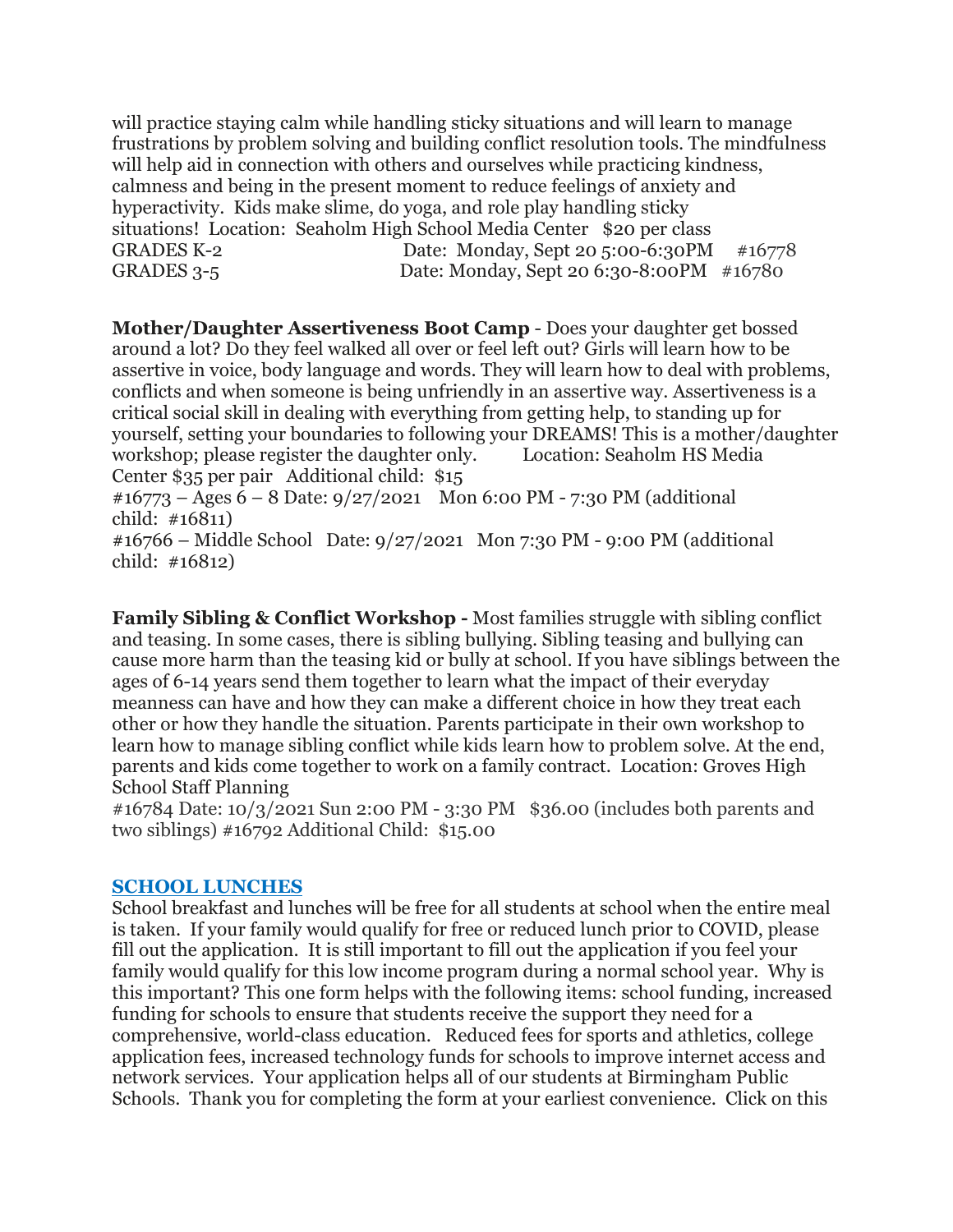will practice staying calm while handling sticky situations and will learn to manage frustrations by problem solving and building conflict resolution tools. The mindfulness will help aid in connection with others and ourselves while practicing kindness, calmness and being in the present moment to reduce feelings of anxiety and hyperactivity. Kids make slime, do yoga, and role play handling sticky situations! Location: Seaholm High School Media Center $20 per class

GRADES K-2 Date: Monday, Sept 20 5:00-6:30PM #16778
GRADES 3-5 Date: Monday, Sept 20 6:30-8:00PM #16780

**Mother/Daughter Assertiveness Boot Camp** - Does your daughter get bossed around a lot? Do they feel walked all over or feel left out? Girls will learn how to be assertive in voice, body language and words. They will learn how to deal with problems, conflicts and when someone is being unfriendly in an assertive way. Assertiveness is a critical social skill in dealing with everything from getting help, to standing up for yourself, setting your boundaries to following your DREAMS! This is a mother/daughter workshop; please register the daughter only. Location: Seaholm HS Media Center $35 per pair Additional child: $15
#16773 – Ages 6 – 8 Date: 9/27/2021 Mon 6:00 PM - 7:30 PM (additional child: #16811)
#16766 – Middle School Date: 9/27/2021 Mon 7:30 PM - 9:00 PM (additional child: #16812)

**Family Sibling & Conflict Workshop -** Most families struggle with sibling conflict and teasing. In some cases, there is sibling bullying. Sibling teasing and bullying can cause more harm than the teasing kid or bully at school. If you have siblings between the ages of 6-14 years send them together to learn what the impact of their everyday meanness can have and how they can make a different choice in how they treat each other or how they handle the situation. Parents participate in their own workshop to learn how to manage sibling conflict while kids learn how to problem solve. At the end, parents and kids come together to work on a family contract. Location: Groves High School Staff Planning
#16784 Date: 10/3/2021 Sun 2:00 PM - 3:30 PM $36.00 (includes both parents and two siblings) #16792 Additional Child: $15.00

## SCHOOL LUNCHES

School breakfast and lunches will be free for all students at school when the entire meal is taken. If your family would qualify for free or reduced lunch prior to COVID, please fill out the application. It is still important to fill out the application if you feel your family would qualify for this low income program during a normal school year. Why is this important? This one form helps with the following items: school funding, increased funding for schools to ensure that students receive the support they need for a comprehensive, world-class education. Reduced fees for sports and athletics, college application fees, increased technology funds for schools to improve internet access and network services. Your application helps all of our students at Birmingham Public Schools. Thank you for completing the form at your earliest convenience. Click on this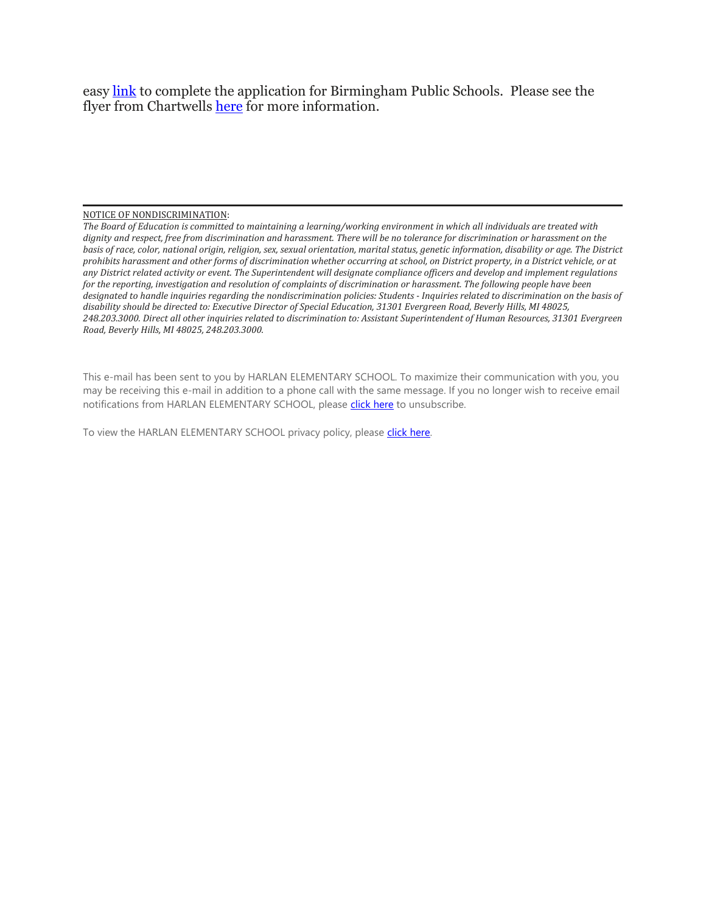easy link to complete the application for Birmingham Public Schools. Please see the flyer from Chartwells here for more information.

---

NOTICE OF NONDISCRIMINATION:

*The Board of Education is committed to maintaining a learning/working environment in which all individuals are treated with dignity and respect, free from discrimination and harassment. There will be no tolerance for discrimination or harassment on the basis of race, color, national origin, religion, sex, sexual orientation, marital status, genetic information, disability or age. The District prohibits harassment and other forms of discrimination whether occurring at school, on District property, in a District vehicle, or at any District related activity or event. The Superintendent will designate compliance officers and develop and implement regulations for the reporting, investigation and resolution of complaints of discrimination or harassment. The following people have been designated to handle inquiries regarding the nondiscrimination policies: Students - Inquiries related to discrimination on the basis of disability should be directed to: Executive Director of Special Education, 31301 Evergreen Road, Beverly Hills, MI 48025, 248.203.3000. Direct all other inquiries related to discrimination to: Assistant Superintendent of Human Resources, 31301 Evergreen Road, Beverly Hills, MI 48025, 248.203.3000.*

This e-mail has been sent to you by HARLAN ELEMENTARY SCHOOL. To maximize their communication with you, you may be receiving this e-mail in addition to a phone call with the same message. If you no longer wish to receive email notifications from HARLAN ELEMENTARY SCHOOL, please click here to unsubscribe.

To view the HARLAN ELEMENTARY SCHOOL privacy policy, please click here.